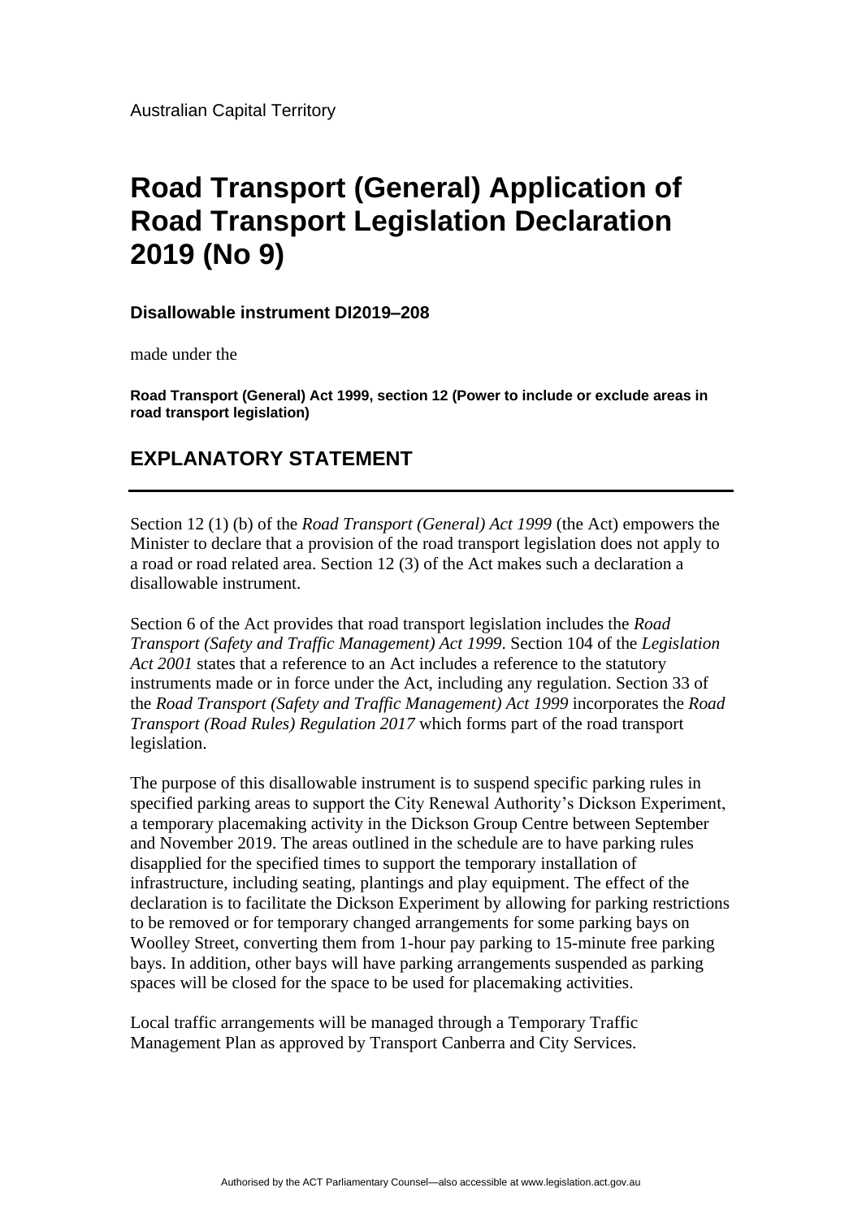Australian Capital Territory

# Road Transport (General) Application of Road Transport Legislation Declaration 2019 (No 9)

**Disallowable instrument DI2019–208**

made under the

**Road Transport (General) Act 1999, section 12 (Power to include or exclude areas in road transport legislation)**

## EXPLANATORY STATEMENT

---

Section 12 (1) (b) of the *Road Transport (General) Act 1999* (the Act) empowers the Minister to declare that a provision of the road transport legislation does not apply to a road or road related area. Section 12 (3) of the Act makes such a declaration a disallowable instrument.

Section 6 of the Act provides that road transport legislation includes the *Road Transport (Safety and Traffic Management) Act 1999*. Section 104 of the *Legislation Act 2001* states that a reference to an Act includes a reference to the statutory instruments made or in force under the Act, including any regulation. Section 33 of the *Road Transport (Safety and Traffic Management) Act 1999* incorporates the *Road Transport (Road Rules) Regulation 2017* which forms part of the road transport legislation.

The purpose of this disallowable instrument is to suspend specific parking rules in specified parking areas to support the City Renewal Authority's Dickson Experiment, a temporary placemaking activity in the Dickson Group Centre between September and November 2019. The areas outlined in the schedule are to have parking rules disapplied for the specified times to support the temporary installation of infrastructure, including seating, plantings and play equipment. The effect of the declaration is to facilitate the Dickson Experiment by allowing for parking restrictions to be removed or for temporary changed arrangements for some parking bays on Woolley Street, converting them from 1-hour pay parking to 15-minute free parking bays. In addition, other bays will have parking arrangements suspended as parking spaces will be closed for the space to be used for placemaking activities.

Local traffic arrangements will be managed through a Temporary Traffic Management Plan as approved by Transport Canberra and City Services.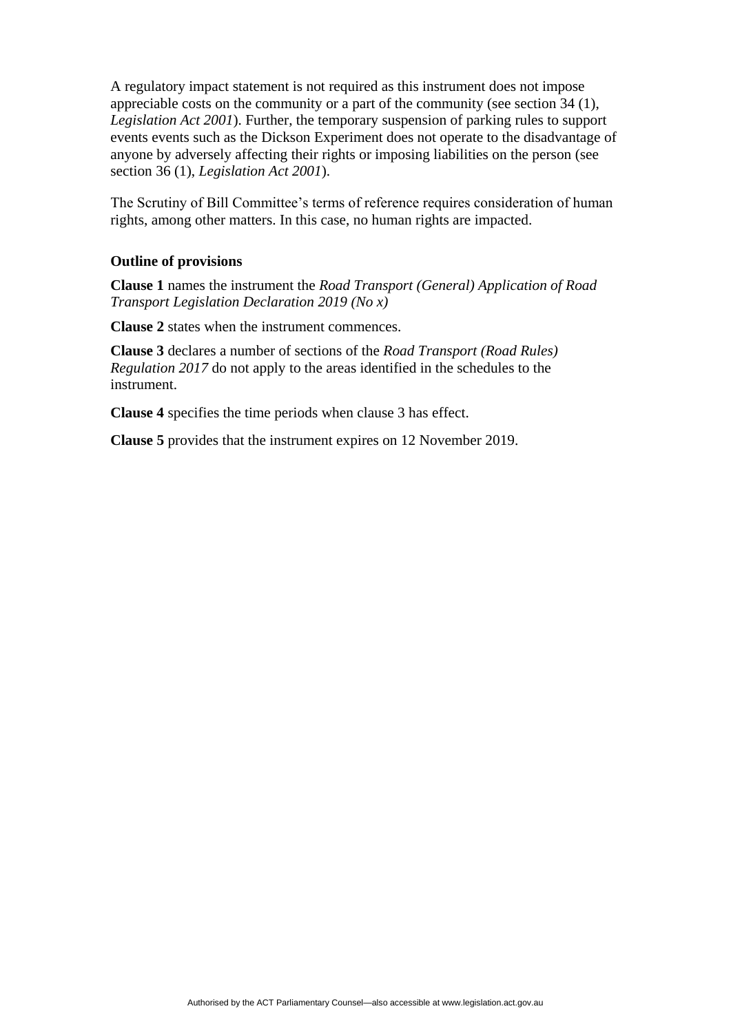A regulatory impact statement is not required as this instrument does not impose appreciable costs on the community or a part of the community (see section 34 (1), *Legislation Act 2001*). Further, the temporary suspension of parking rules to support events events such as the Dickson Experiment does not operate to the disadvantage of anyone by adversely affecting their rights or imposing liabilities on the person (see section 36 (1), *Legislation Act 2001*).

The Scrutiny of Bill Committee's terms of reference requires consideration of human rights, among other matters. In this case, no human rights are impacted.

**Outline of provisions**

**Clause 1** names the instrument the *Road Transport (General) Application of Road Transport Legislation Declaration 2019 (No x)*

**Clause 2** states when the instrument commences.

**Clause 3** declares a number of sections of the *Road Transport (Road Rules) Regulation 2017* do not apply to the areas identified in the schedules to the instrument.

**Clause 4** specifies the time periods when clause 3 has effect.

**Clause 5** provides that the instrument expires on 12 November 2019.